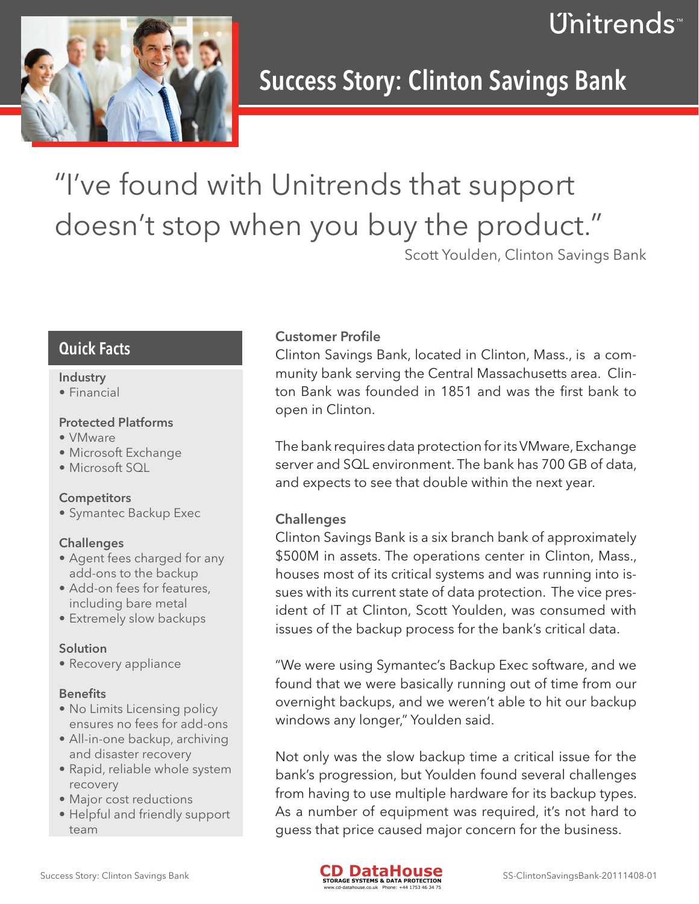# Success Story: Clinton Savings Bank

> "I've found with Unitrends that support doesn't stop when you buy the product."
>
> Scott Youlden, Clinton Savings Bank

## Quick Facts

**Industry**
- Financial

**Protected Platforms**
- VMware
- Microsoft Exchange
- Microsoft SQL

**Competitors**
- Symantec Backup Exec

**Challenges**
- Agent fees charged for any add-ons to the backup
- Add-on fees for features, including bare metal
- Extremely slow backups

**Solution**
- Recovery appliance

**Benefits**
- No Limits Licensing policy ensures no fees for add-ons
- All-in-one backup, archiving and disaster recovery
- Rapid, reliable whole system recovery
- Major cost reductions
- Helpful and friendly support team

### Customer Profile

Clinton Savings Bank, located in Clinton, Mass., is a community bank serving the Central Massachusetts area. Clinton Bank was founded in 1851 and was the first bank to open in Clinton.

The bank requires data protection for its VMware, Exchange server and SQL environment. The bank has 700 GB of data, and expects to see that double within the next year.

### Challenges

Clinton Savings Bank is a six branch bank of approximately $500M in assets. The operations center in Clinton, Mass., houses most of its critical systems and was running into issues with its current state of data protection. The vice president of IT at Clinton, Scott Youlden, was consumed with issues of the backup process for the bank's critical data.

"We were using Symantec's Backup Exec software, and we found that we were basically running out of time from our overnight backups, and we weren't able to hit our backup windows any longer," Youlden said.

Not only was the slow backup time a critical issue for the bank's progression, but Youlden found several challenges from having to use multiple hardware for its backup types. As a number of equipment was required, it's not hard to guess that price caused major concern for the business.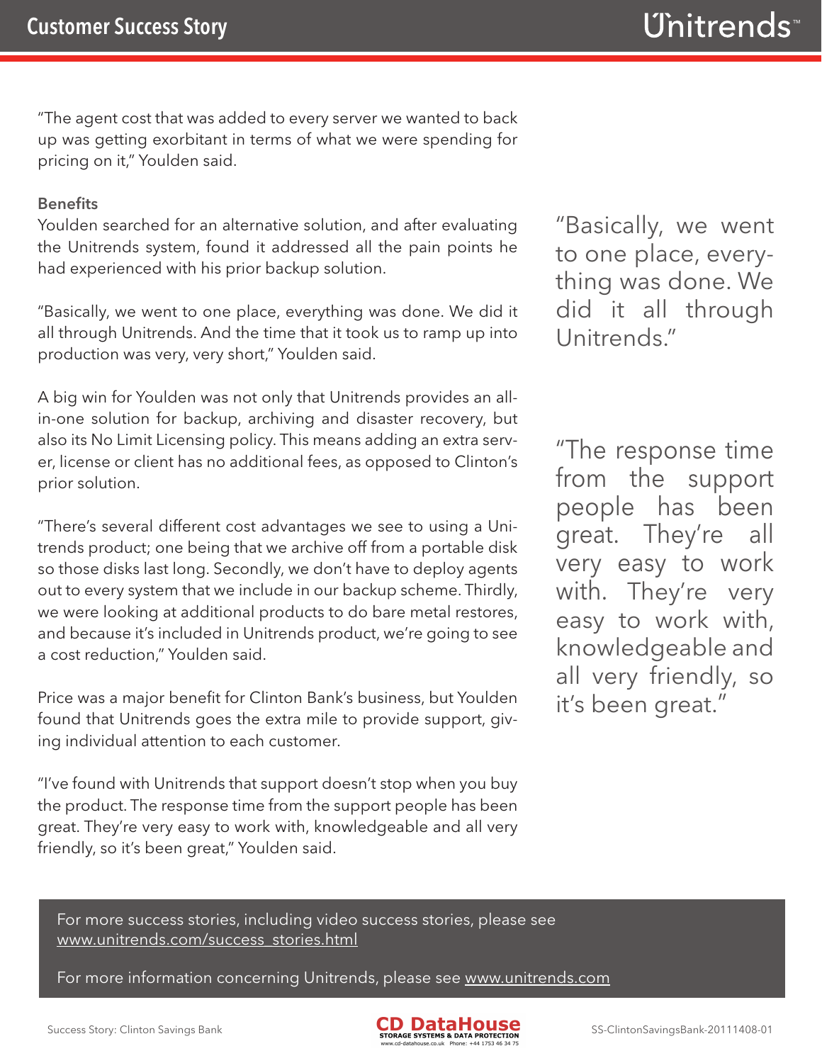"The agent cost that was added to every server we wanted to back up was getting exorbitant in terms of what we were spending for pricing on it," Youlden said.

**Benefits**

Youlden searched for an alternative solution, and after evaluating the Unitrends system, found it addressed all the pain points he had experienced with his prior backup solution.

"Basically, we went to one place, everything was done. We did it all through Unitrends. And the time that it took us to ramp up into production was very, very short," Youlden said.

A big win for Youlden was not only that Unitrends provides an all-in-one solution for backup, archiving and disaster recovery, but also its No Limit Licensing policy. This means adding an extra server, license or client has no additional fees, as opposed to Clinton's prior solution.

"There's several different cost advantages we see to using a Unitrends product; one being that we archive off from a portable disk so those disks last long. Secondly, we don't have to deploy agents out to every system that we include in our backup scheme. Thirdly, we were looking at additional products to do bare metal restores, and because it's included in Unitrends product, we're going to see a cost reduction," Youlden said.

Price was a major benefit for Clinton Bank's business, but Youlden found that Unitrends goes the extra mile to provide support, giving individual attention to each customer.

"I've found with Unitrends that support doesn't stop when you buy the product. The response time from the support people has been great. They're very easy to work with, knowledgeable and all very friendly, so it's been great," Youlden said.

> "Basically, we went to one place, everything was done. We did it all through Unitrends."

> "The response time from the support people has been great. They're all very easy to work with. They're very easy to work with, knowledgeable and all very friendly, so it's been great."

For more success stories, including video success stories, please see www.unitrends.com/success_stories.html

For more information concerning Unitrends, please see www.unitrends.com

Success Story: Clinton Savings Bank

CD DataHouse
STORAGE SYSTEMS & DATA PROTECTION
www.cd-datahouse.co.uk Phone: +44 1753 46 34 75

SS-ClintonSavingsBank-20111408-01